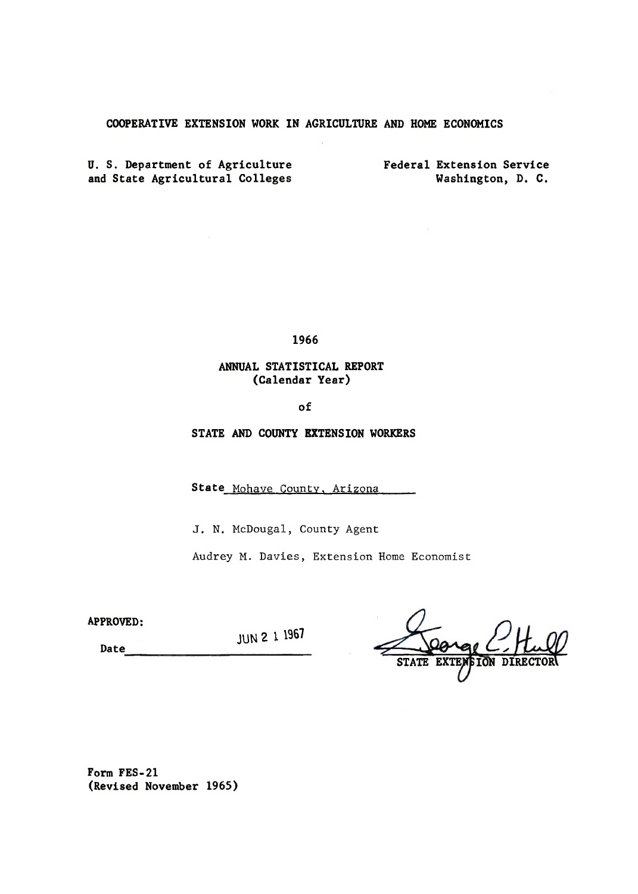# COOPERATIVE EXTENSION WORK IN AGRICULTURE AND HOME ECONOMICS

U. S. Department of Agriculture
and State Agricultural Colleges

Federal Extension Service
Washington, D. C.

## 1966

## ANNUAL STATISTICAL REPORT
(Calendar Year)

of

## STATE AND COUNTY EXTENSION WORKERS

State Mohave County, Arizona

J. N. McDougal, County Agent

Audrey M. Davies, Extension Home Economist

APPROVED:

Date JUN 21 1967

George E. Hull
STATE EXTENSION DIRECTOR

Form FES-21
(Revised November 1965)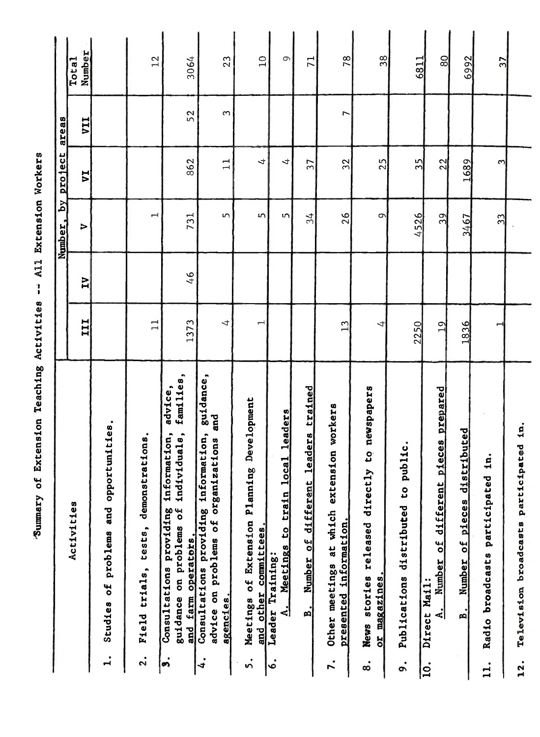# Summary of Extension Teaching Activities -- All Extension Workers

| Activities | Number, by project areas | | | | | Total Number |
|---|---|---|---|---|---|---|
| | III | IV | V | VI | VII | |
| 1. Studies of problems and opportunities. | | | | | | |
| 2. Field trials, tests, demonstrations. | 11 | | 1 | | | 12 |
| 3. Consultations providing information, advice, guidance on problems of individuals, families, and farm operators. | 1373 | 46 | 731 | 862 | 52 | 3064 |
| 4. Consultations providing information, guidance, advice on problems of organizations and agencies. | 4 | | 5 | 11 | 3 | 23 |
| 5. Meetings of Extension Planning Development and other committees. | 1 | | 5 | 4 | | 10 |
| 6. Leader Training: A. Meetings to train local leaders | | | 5 | 4 | | 9 |
| B. Number of different leaders trained | | | 34 | 37 | | 71 |
| 7. Other meetings at which extension workers presented information. | 13 | | 26 | 32 | 7 | 78 |
| 8. News stories released directly to newspapers or magazines. | 4 | | 9 | 25 | | 38 |
| 9. Publications distributed to public. | 2250 | | 4526 | 35 | | 6811 |
| 10. Direct Mail: A. Number of different pieces prepared | 19 | | 39 | 22 | | 80 |
| B. Number of pieces distributed | 1836 | | 3467 | 1689 | | 6992 |
| 11. Radio broadcasts participated in. | 1 | | 33 | 3 | | 37 |
| 12. Television broadcasts participated in. | | | | | | |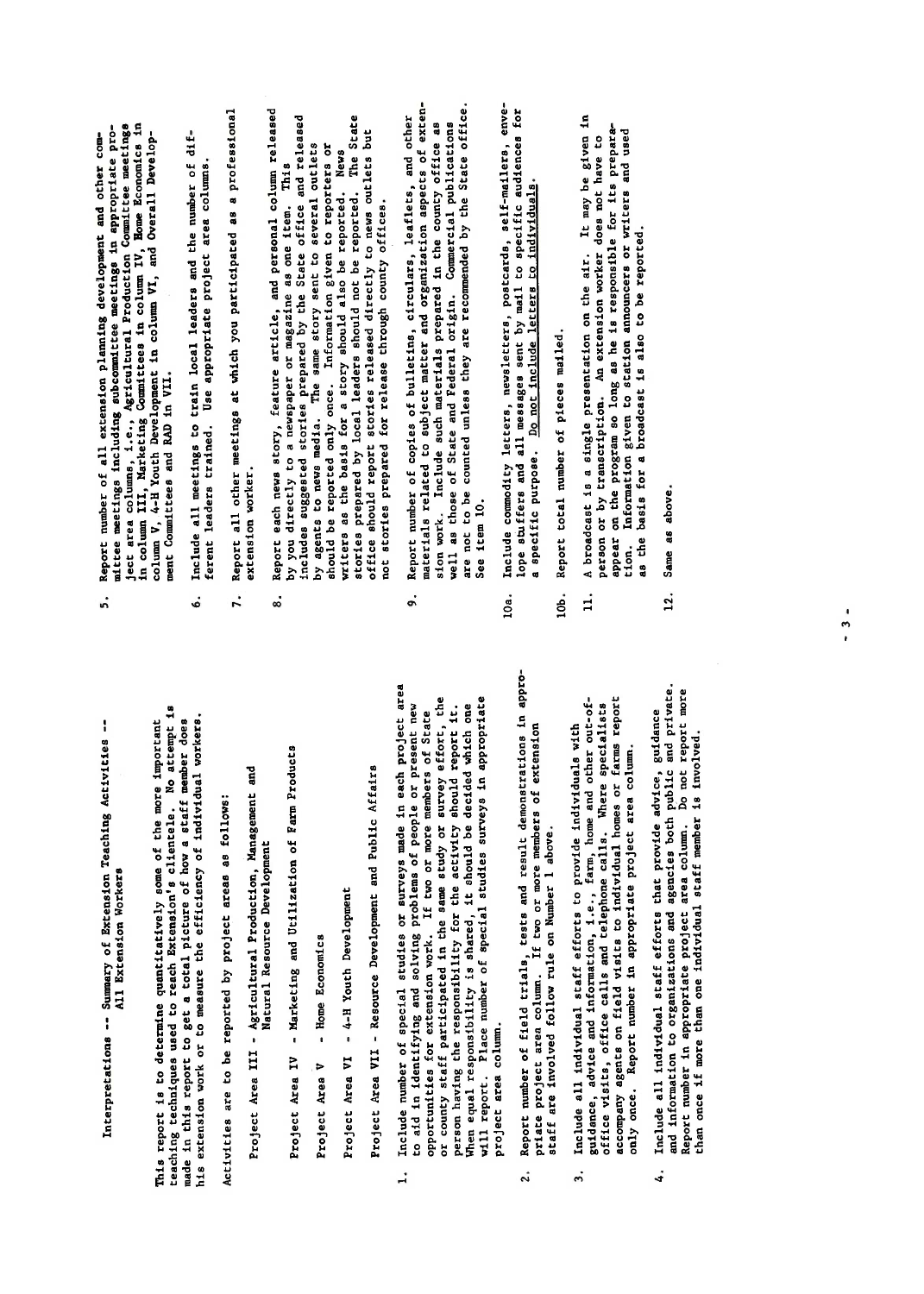# Interpretations -- Summary of Extension Teaching Activities -- All Extension Workers

This report is to determine quantitatively some of the more important teaching techniques used to reach Extension's clientele. No attempt is made in this report to get a total picture of how a staff member does his extension work or to measure the efficiency of individual workers.

Activities are to be reported by project areas as follows:

Project Area III - Agricultural Production, Management and Natural Resource Development

Project Area IV - Marketing and Utilization of Farm Products

Project Area V - Home Economics

Project Area VI - 4-H Youth Development

Project Area VII - Resource Development and Public Affairs

1. Include number of special studies or surveys made in each project area to aid in identifying and solving problems of people or present new opportunities for extension work. If two or more members of State or county staff participated in the same study or survey effort, the person having the responsibility for the activity should report it. When equal responsibility is shared, it should be decided which one will report. Place number of special studies surveys in appropriate project area column.

2. Report number of field trials, tests and result demonstrations in appropriate project area column. If two or more members of extension staff are involved follow rule on Number 1 above.

3. Include all individual staff efforts to provide individuals with guidance, advice and information, i.e., farm, home and other out-of-office visits, office calls and telephone calls. Where specialists accompany agents on field visits to individual homes or farms report only once. Report number in appropriate project area column.

4. Include all individual staff efforts that provide advice, guidance and information to organizations and agencies both public and private. Report number in appropriate project area column. Do not report more than once if more than one individual staff member is involved.

5. Report number of all extension planning development and other committee meetings including subcommittee meetings in appropriate project area columns, i.e., Agricultural Production Committee meetings in column III, Marketing Committees in column IV, Home Economics in column V, 4-H Youth Development in column VI, and Overall Development Committees and RAD in VII.

6. Include all meetings to train local leaders and the number of different leaders trained. Use appropriate project area columns.

7. Report all other meetings at which you participated as a professional extension worker.

8. Report each news story, feature article, and personal column released by you directly to a newspaper or magazine as one item. This includes suggested stories prepared by the State office and released by agents to news media. The same story sent to several outlets should be reported only once. Information given to reporters or writers as the basis for a story should also be reported. News stories prepared by local leaders should not be reported. The State office should report stories released directly to news outlets but not stories prepared for release through county offices.

9. Report number of copies of bulletins, circulars, leaflets, and other materials related to subject matter and organization aspects of extension work. Include such materials prepared in the county office as well as those of State and Federal origin. Commercial publications are not to be counted unless they are recommended by the State office. See item 10.

10a. Include commodity letters, newsletters, postcards, self-mailers, envelope stuffers and all messages sent by mail to specific audiences for a specific purpose. <u>Do not include letters to individuals</u>.

10b. Report total number of pieces mailed.

11. A broadcast is a single presentation on the air. It may be given in person or by transcription. An extension worker does not have to appear on the program so long as he is responsible for its preparation. Information given to station announcers or writers and used as the basis for a broadcast is also to be reported.

12. Same as above.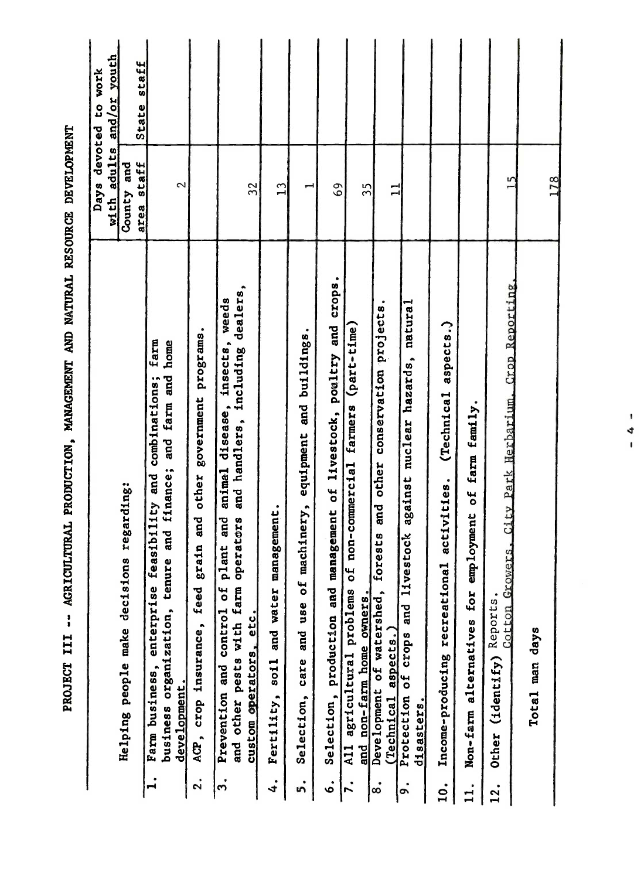# PROJECT III -- AGRICULTURAL PRODUCTION, MANAGEMENT AND NATURAL RESOURCE DEVELOPMENT

| Helping people make decisions regarding: | Days devoted to work with adults and/or youth | |
|---|---|---|
| | County and area staff | State staff |
| 1. Farm business, enterprise feasibility and combinations; farm business organization, tenure and finance; and farm and home development. | 2 | |
| 2. ACP, crop insurance, feed grain and other government programs. | | |
| 3. Prevention and control of plant and animal disease, insects, weeds and other pests with farm operators and handlers, including dealers, custom operators, etc. | 32 | |
| 4. Fertility, soil and water management. | 13 | |
| 5. Selection, care and use of machinery, equipment and buildings. | 1 | |
| 6. Selection, production and management of livestock, poultry and crops. | 69 | |
| 7. All agricultural problems of non-commercial farmers (part-time) and non-farm home owners. | 35 | |
| 8. Development of watershed, forests and other conservation projects. (Technical aspects.) | 11 | |
| 9. Protection of crops and livestock against nuclear hazards, natural disasters. | | |
| 10. Income-producing recreational activities. (Technical aspects.) | | |
| 11. Non-farm alternatives for employment of farm family. | | |
| 12. Other (identify) Reports. Cotton Growers, City Park Herbarium, Crop Reporting. | 15 | |
| Total man days | 178 | |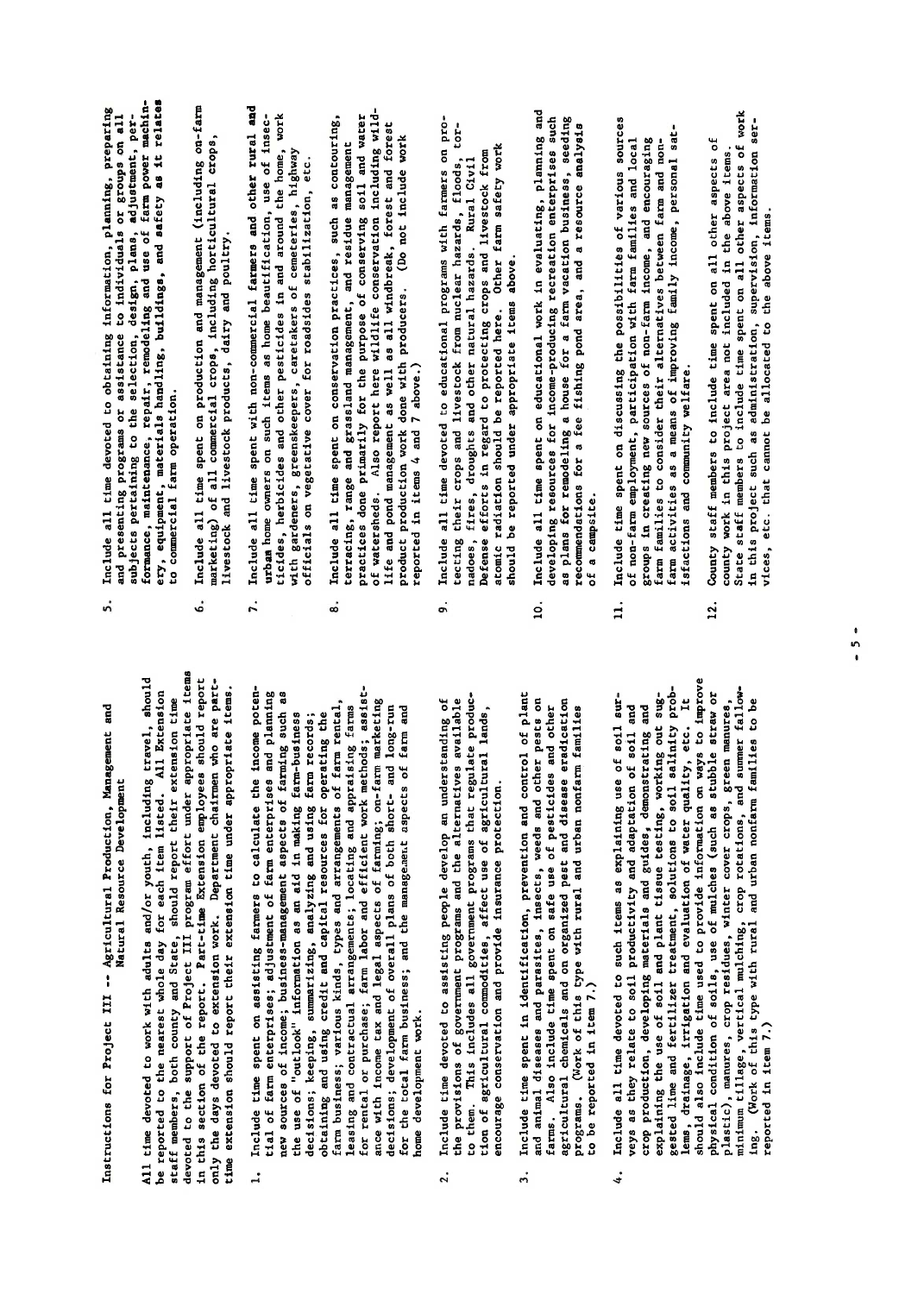Instructions for Project III -- Agricultural Production, Management and Natural Resource Development

All time devoted to work with adults and/or youth, including travel, should be reported to the nearest whole day for each item listed. All Extension staff members, both county and State, should report their extension time devoted to the support of Project III program effort under appropriate items in this section of the report. Part-time Extension employees should report only the days devoted to extension work. Department chairmen who are part-time extension should report their extension time under appropriate items.

1. Include time spent on assisting farmers to calculate the income potential of farm enterprises; adjustment of farm enterprises and planning new sources of income; business-management aspects of farming such as the use of "outlook" information as an aid in making farm-business decisions; keeping, summarizing, analyzing and using farm records; obtaining and using credit and capital resources for operating the farm business; various kinds, types and arrangements of farm rental, leasing and contractual arrangements; locating and appraising farms for rental or purchase; farm labor and efficient work methods; assistance with income tax and legal aspects of farming; on-farm marketing decisions; development of overall plans of both short- and long-run for the total farm business; and the management aspects of farm and home development work.

2. Include time devoted to assisting people develop an understanding of the provisions of government programs and the alternatives available to them. This includes all government programs that regulate production of agricultural commodities, affect use of agricultural lands, encourage conservation and provide insurance protection.

3. Include time spent in identification, prevention and control of plant and animal diseases and parasites, insects, weeds and other pests on farms. Also include time spent on safe use of pesticides and other agricultural chemicals and on organized pest and disease eradication programs. (Work of this type with rural and urban nonfarm families to be reported in item 7.)

4. Include all time devoted to such items as explaining use of soil surveys as they relate to soil productivity and adaptation of soil and crop production, developing materials and guides, demonstrating and explaining the use of soil and plant tissue testing, working out suggested lime and fertilizer treatment, solutions to soil salinity problems, drainage, irrigation and evaluation of water quality, etc. It should also include time used to provide information on ways to improve physical condition of soils, use of mulches (such as stubble straw or plastic), manures, crop residues, winter cover crops, green manures, minimum tillage, vertical mulching, crop rotations, and summer fallowing. (Work of this type with rural and urban nonfarm families to be reported in item 7.)

5. Include all time devoted to obtaining information, planning, preparing and presenting programs or assistance to individuals or groups on all subjects pertaining to the selection, design, plans, adjustment, performance, maintenance, repair, remodeling and use of farm power machinery, equipment, materials handling, buildings, and safety as it relates to commercial farm operation.

6. Include all time spent on production and management (including on-farm marketing) of all commercial crops, including horticultural crops, livestock and livestock products, dairy and poultry.

7. Include all time spent with non-commercial farmers and other rural and urban home owners on such items as home beautification, use of insecticides, herbicides and other pesticides in and around the home, work with gardeners, greenskeepers, caretakers of cemeteries, highway officials on vegetative cover for roadsides stabilization, etc.

8. Include all time spent on conservation practices, such as contouring, terracing, range and grassland management, and residue management practices done primarily for the purpose of conserving soil and water of watersheds. Also report here wildlife conservation including wildlife and pond management as well as all windbreak, forest and forest product production work done with producers. (Do not include work reported in items 4 and 7 above.)

9. Include all time devoted to educational programs with farmers on protecting their crops and livestock from nuclear hazards, floods, tornadoes, fires, droughts and other natural hazards. Rural Civil Defense efforts in regard to protecting crops and livestock from atomic radiation should be reported here. Other farm safety work should be reported under appropriate items above.

10. Include all time spent on educational work in evaluating, planning and developing resources for income-producing recreation enterprises such as plans for remodeling a house for a farm vacation business, seeding recommendations for a fee fishing pond area, and a resource analysis of a campsite.

11. Include time spent on discussing the possibilities of various sources of non-farm employment, participation with farm families and local groups in creating new sources of non-farm income, and encouraging farm families to consider their alternatives between farm and non-farm activities as a means of improving family income, personal satisfactions and community welfare.

12. County staff members to include time spent on all other aspects of county work in this project area not included in the above items. State staff members to include time spent on all other aspects of work in this project such as administration, supervision, information services, etc. that cannot be allocated to the above items.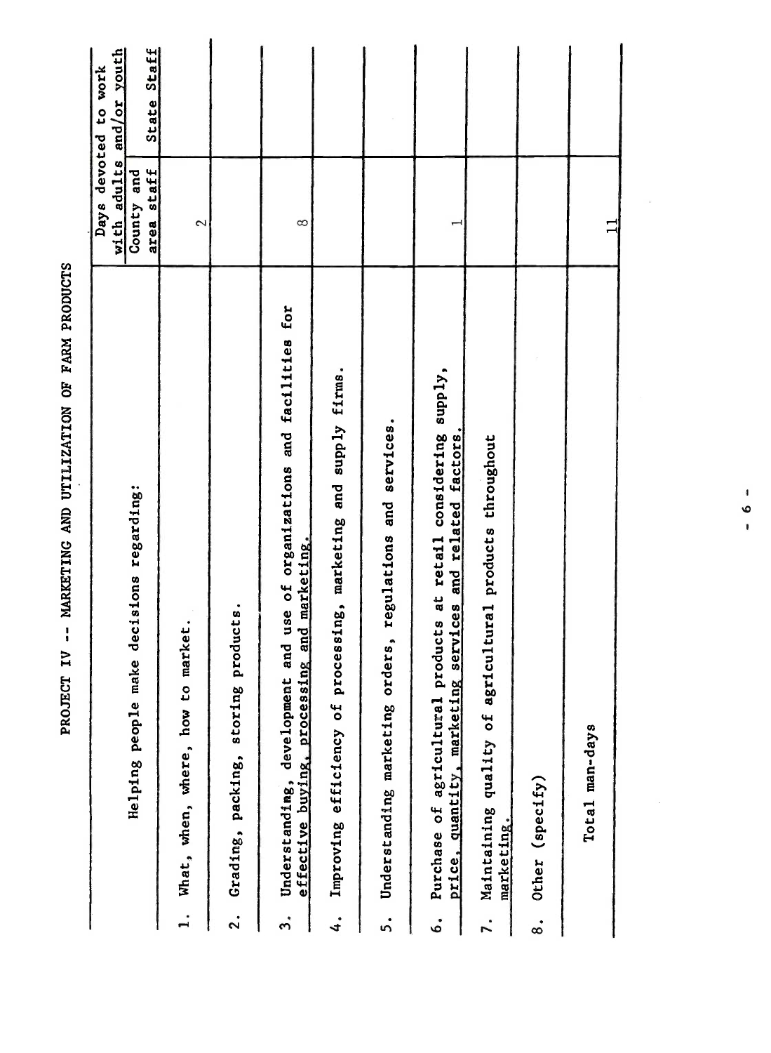# PROJECT IV -- MARKETING AND UTILIZATION OF FARM PRODUCTS

| Helping people make decisions regarding: | Days devoted to work with adults and/or youth | |
|---|---|---|
| | County and area staff | State Staff |
| 1. What, when, where, how to market. | 2 | |
| 2. Grading, packing, storing products. | | |
| 3. Understanding, development and use of organizations and facilities for effective buying, processing and marketing. | 8 | |
| 4. Improving efficiency of processing, marketing and supply firms. | | |
| 5. Understanding marketing orders, regulations and services. | | |
| 6. Purchase of agricultural products at retail considering supply, price, quantity, marketing services and related factors. | 1 | |
| 7. Maintaining quality of agricultural products throughout marketing. | | |
| 8. Other (specify) | | |
| Total man-days | 11 | |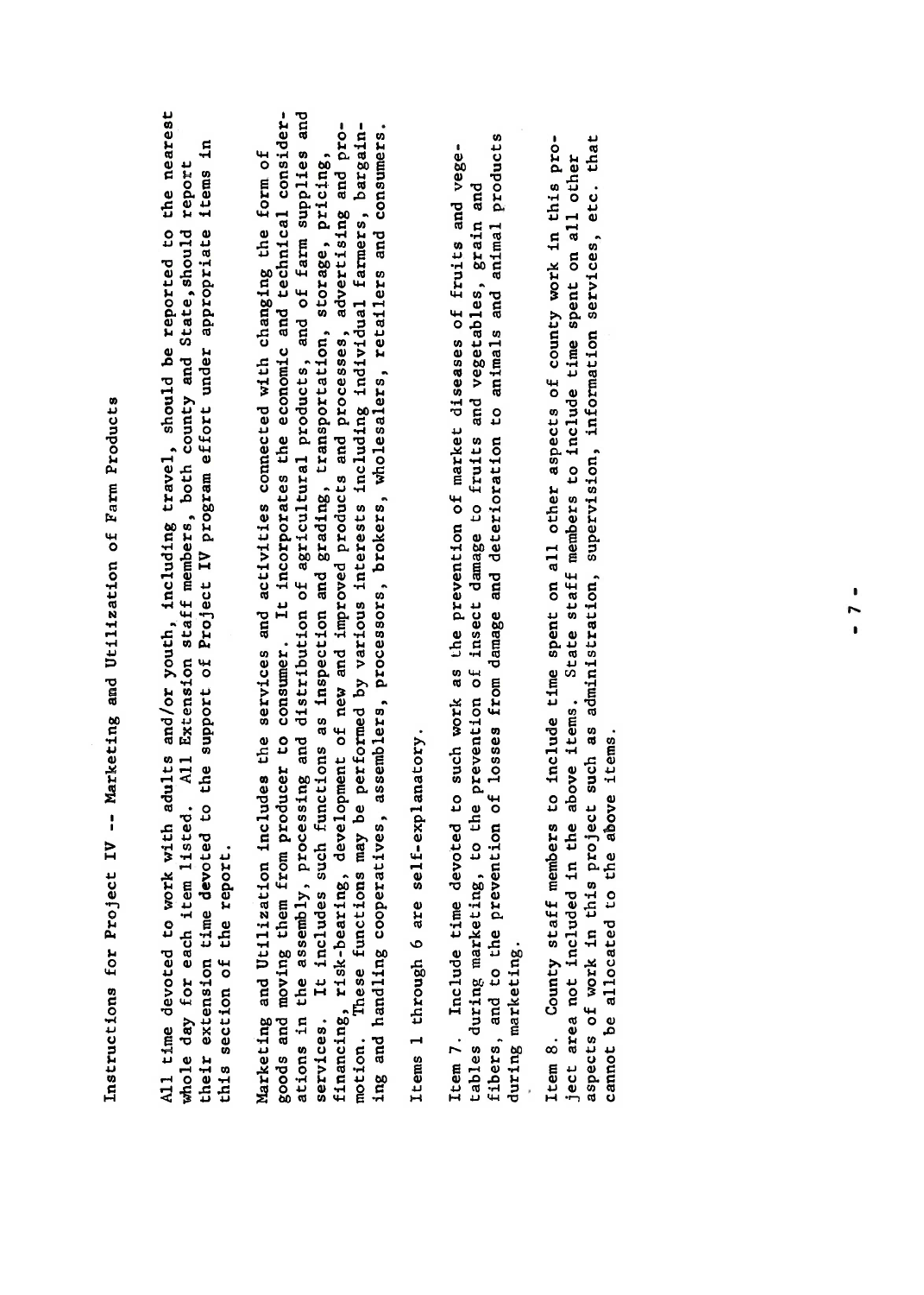# Instructions for Project IV -- Marketing and Utilization of Farm Products

All time devoted to work with adults and/or youth, including travel, should be reported to the nearest whole day for each item listed. All Extension staff members, both county and State, should report their extension time devoted to the support of Project IV program effort under appropriate items in this section of the report.

Marketing and Utilization includes the services and activities connected with changing the form of goods and moving them from producer to consumer. It incorporates the economic and technical considerations in the assembly, processing and distribution of agricultural products, and of farm supplies and services. It includes such functions as inspection and grading, transportation, storage, pricing, financing, risk-bearing, development of new and improved products and processes, advertising and promotion. These functions may be performed by various interests including individual farmers, bargaining and handling cooperatives, assemblers, processors, brokers, wholesalers, retailers and consumers.

Items 1 through 6 are self-explanatory.

Item 7. Include time devoted to such work as the prevention of market diseases of fruits and vegetables during marketing, to the prevention of insect damage to fruits and vegetables, grain and fibers, and to the prevention of losses from damage and deterioration to animals and animal products during marketing.

Item 8. County staff members to include time spent on all other aspects of county work in this project area not included in the above items. State staff members to include time spent on all other aspects of work in this project such as administration, supervision, information services, etc. that cannot be allocated to the above items.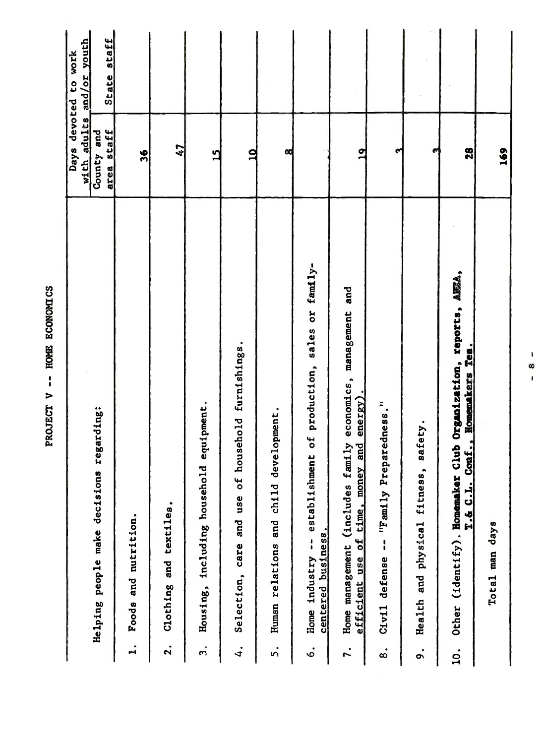# PROJECT V -- HOME ECONOMICS

| Helping people make decisions regarding: | Days devoted to work with adults and/or youth | |
|---|---|---|
| | County and area staff | State staff |
| 1. Foods and nutrition. | 36 | |
| 2. Clothing and textiles. | 47 | |
| 3. Housing, including household equipment. | 15 | |
| 4. Selection, care and use of household furnishings. | 10 | |
| 5. Human relations and child development. | 8 | |
| 6. Home industry -- establishment of production, sales or family-centered business. | | |
| 7. Home management (includes family economics, management and efficient use of time, money and energy). | 19 | |
| 8. Civil defense -- "Family Preparedness." | 3 | |
| 9. Health and physical fitness, safety. | 3 | |
| 10. Other (identify). **Homemaker Club Organization, reports, AHEA, T.& C.L. Conf., Homemakers Tea.** | 28 | |
| Total man days | 169 | |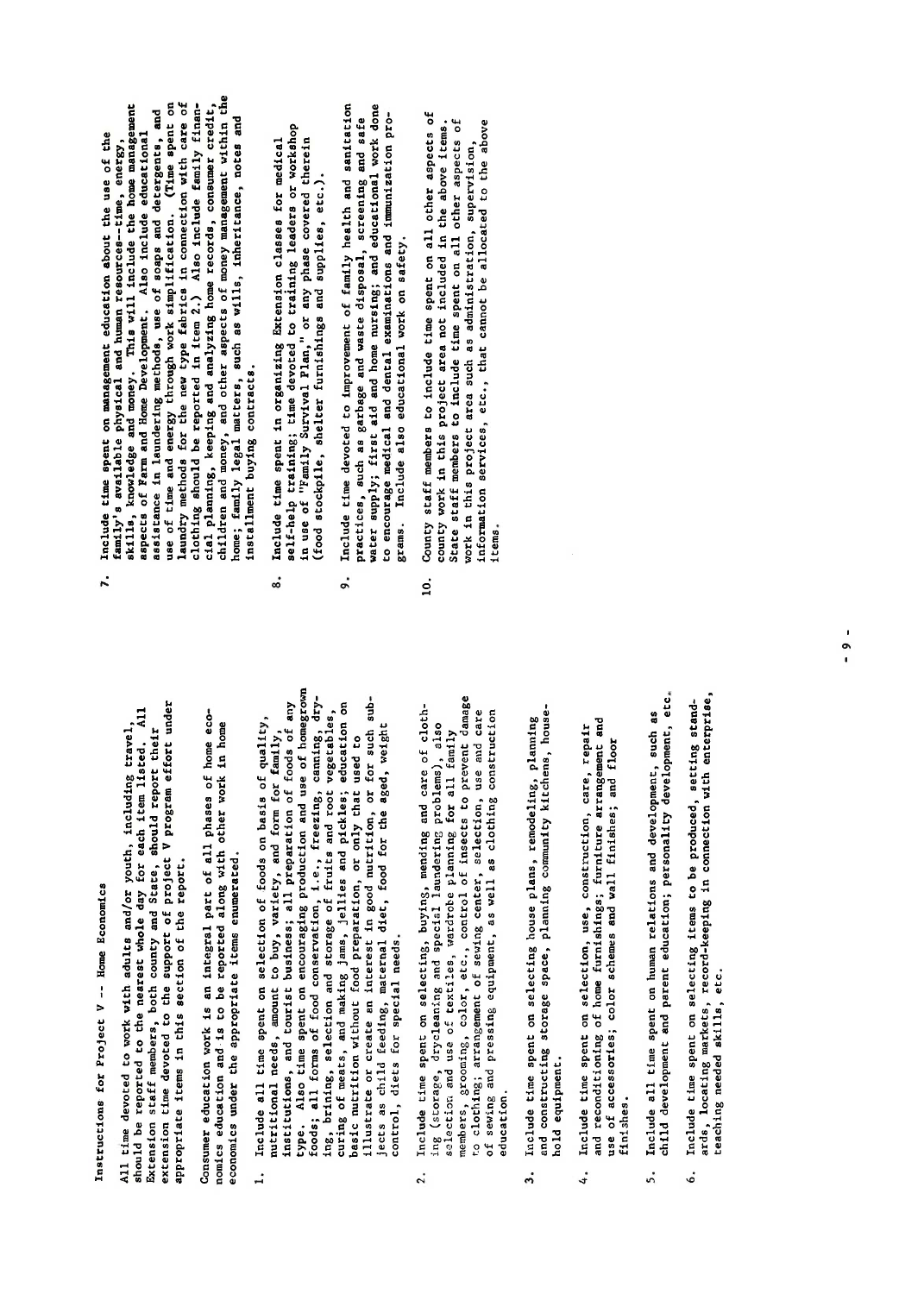Instructions for Project V -- Home Economics

All time devoted to work with adults and/or youth, including travel, should be reported to the nearest whole day for each item listed. All Extension staff members, both county and State, should report their extension time devoted to the support of project V program effort under appropriate items in this section of the report.

Consumer education work is an integral part of all phases of home economics education and is to be reported along with other work in home economics under the appropriate items enumerated.

1. Include all time spent on selection of foods on basis of quality, nutritional needs, amount to buy, variety, and form for family, institutions, and tourist business; all preparation of foods of any type. Also time spent on encouraging production and use of homegrown foods; all forms of food conservation, i.e., freezing, canning, drying, brining, selection and storage of fruits and root vegetables, curing of meats, and making jams, jellies and pickles; education on basic nutrition without food preparation, or only that used to illustrate or create an interest in good nutrition, or for such subjects as child feeding, maternal diet, food for the aged, weight control, diets for special needs.

2. Include time spent on selecting, buying, mending and care of clothing (storage, drycleaning and special laundering problems), also selection and use of textiles, wardrobe planning for all family members, grooming, color, etc., control of insects to prevent damage to clothing; arrangement of sewing center, selection, use and care of sewing and pressing equipment, as well as clothing construction education.

3. Include time spent on selecting house plans, remodeling, planning and constructing storage space, planning community kitchens, household equipment.

4. Include time spent on selection, use, construction, care, repair and reconditioning of home furnishings; furniture arrangement and use of accessories; color schemes and wall finishes; and floor finishes.

5. Include all time spent on human relations and development, such as child development and parent education; personality development, etc.

6. Include time spent on selecting items to be produced, setting standards, locating markets, record-keeping in connection with enterprise, teaching needed skills, etc.

7. Include time spent on management education about the use of the family's available physical and human resources--time, energy, skills, knowledge and money. This will include the home management aspects of Farm and Home Development. Also include educational assistance in laundering methods, use of soaps and detergents, and use of time and energy through work simplification. (Time spent on laundry methods for the new type fabrics in connection with care of clothing should be reported in item 2.) Also include family financial planning, keeping and analyzing home records, consumer credit, children and money, and other aspects of money management within the home; family legal matters, such as wills, inheritance, notes and installment buying contracts.

8. Include time spent in organizing Extension classes for medical self-help training; time devoted to training leaders or workshop in use of "Family Survival Plan," or any phase covered therein (food stockpile, shelter furnishings and supplies, etc.).

9. Include time devoted to improvement of family health and sanitation practices, such as garbage and waste disposal, screening and safe water supply; first aid and home nursing; and educational work done to encourage medical and dental examinations and immunization programs. Include also educational work on safety.

10. County staff members to include time spent on all other aspects of county work in this project area not included in the above items. State staff members to include time spent on all other aspects of work in this project area such as administration, supervision, information services, etc., that cannot be allocated to the above items.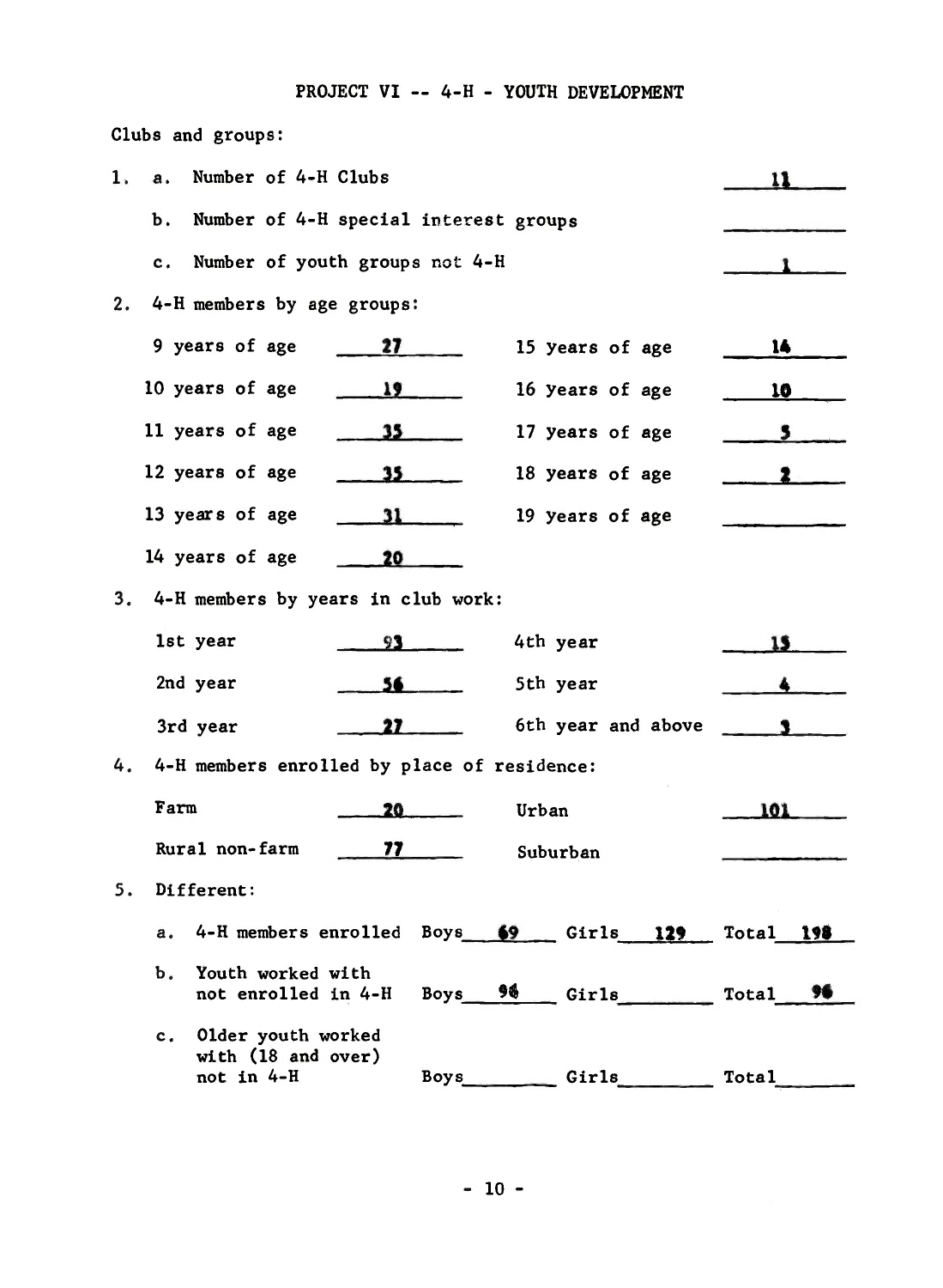## PROJECT VI -- 4-H - YOUTH DEVELOPMENT

Clubs and groups:

1. a. Number of 4-H Clubs: 11

   b. Number of 4-H special interest groups: 

   c. Number of youth groups not 4-H: 1

2. 4-H members by age groups:

| Age | Number | Age | Number |
|---|---|---|---|
| 9 years of age | 27 | 15 years of age | 14 |
| 10 years of age | 19 | 16 years of age | 10 |
| 11 years of age | 35 | 17 years of age | 5 |
| 12 years of age | 35 | 18 years of age | 2 |
| 13 years of age | 31 | 19 years of age | |
| 14 years of age | 20 | | |

3. 4-H members by years in club work:

| Year | Number | Year | Number |
|---|---|---|---|
| 1st year | 93 | 4th year | 15 |
| 2nd year | 56 | 5th year | 4 |
| 3rd year | 27 | 6th year and above | 3 |

4. 4-H members enrolled by place of residence:

| Residence | Number | Residence | Number |
|---|---|---|---|
| Farm | 20 | Urban | 101 |
| Rural non-farm | 77 | Suburban | |

5. Different:

| | Boys | Girls | Total |
|---|---|---|---|
| a. 4-H members enrolled | 69 | 129 | 198 |
| b. Youth worked with not enrolled in 4-H | 96 | | 96 |
| c. Older youth worked with (18 and over) not in 4-H | | | |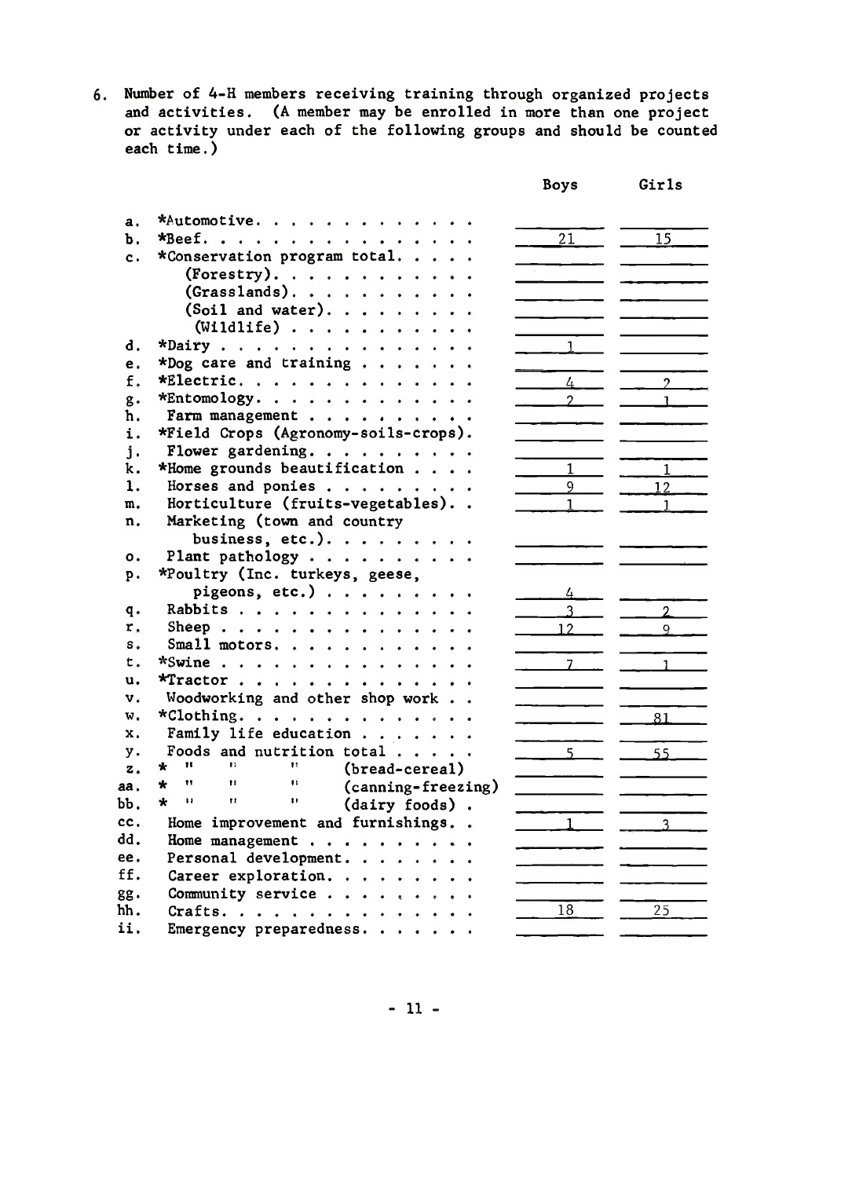6. Number of 4-H members receiving training through organized projects and activities. (A member may be enrolled in more than one project or activity under each of the following groups and should be counted each time.)

| | | Boys | Girls |
|---|---|---|---|
| a. | *Automotive | | |
| b. | *Beef | 21 | 15 |
| c. | *Conservation program total | | |
| | (Forestry) | | |
| | (Grasslands) | | |
| | (Soil and water) | | |
| | (Wildlife) | | |
| d. | *Dairy | 1 | |
| e. | *Dog care and training | | |
| f. | *Electric | 4 | 2 |
| g. | *Entomology | 2 | 1 |
| h. | Farm management | | |
| i. | *Field Crops (Agronomy-soils-crops) | | |
| j. | Flower gardening | | |
| k. | *Home grounds beautification | 1 | 1 |
| l. | Horses and ponies | 9 | 12 |
| m. | Horticulture (fruits-vegetables) | 1 | 1 |
| n. | Marketing (town and country business, etc.) | | |
| o. | Plant pathology | | |
| p. | *Poultry (Inc. turkeys, geese, pigeons, etc.) | 4 | |
| q. | Rabbits | 3 | 2 |
| r. | Sheep | 12 | 9 |
| s. | Small motors | | |
| t. | *Swine | 7 | 1 |
| u. | *Tractor | | |
| v. | Woodworking and other shop work | | |
| w. | *Clothing | | 81 |
| x. | Family life education | | |
| y. | Foods and nutrition total | 5 | 55 |
| z. | * " " " (bread-cereal) | | |
| aa. | * " " " (canning-freezing) | | |
| bb. | * " " " (dairy foods) | | |
| cc. | Home improvement and furnishings | 1 | 3 |
| dd. | Home management | | |
| ee. | Personal development | | |
| ff. | Career exploration | | |
| gg. | Community service | | |
| hh. | Crafts | 18 | 25 |
| ii. | Emergency preparedness | | |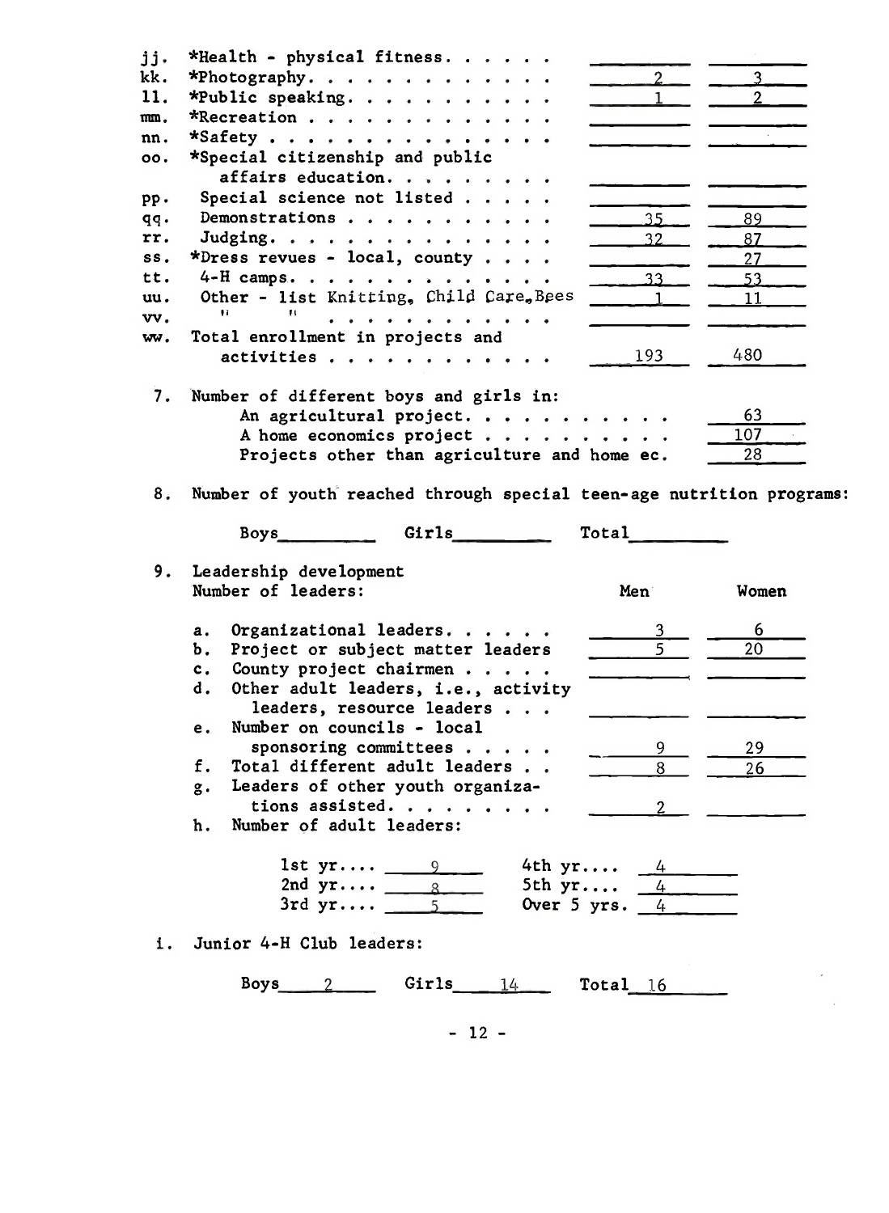| | | | |
|---|---|---|---|
| jj. | *Health - physical fitness. . . . . . | | |
| kk. | *Photography. . . . . . . . . . . . . | 2 | 3 |
| ll. | *Public speaking. . . . . . . . . . . | 1 | 2 |
| mm. | *Recreation . . . . . . . . . . . . . | | |
| nn. | *Safety . . . . . . . . . . . . . . . | | |
| oo. | *Special citizenship and public affairs education. . . . . . . . . | | |
| pp. | Special science not listed . . . . . | | |
| qq. | Demonstrations . . . . . . . . . . . | 35 | 89 |
| rr. | Judging. . . . . . . . . . . . . . . | 32 | 87 |
| ss. | *Dress revues - local, county . . . . | | 27 |
| tt. | 4-H camps. . . . . . . . . . . . . . | 33 | 53 |
| uu. | Other - list Knitting, Child Care, Bees | 1 | 11 |
| vv. | " " . . . . . . . . . . . . | | |
| ww. | Total enrollment in projects and activities . . . . . . . . . . . . | 193 | 480 |

7. Number of different boys and girls in:

| | |
|---|---|
| An agricultural project. . . . . . . . . . . | 63 |
| A home economics project . . . . . . . . . . | 107 |
| Projects other than agriculture and home ec. | 28 |

8. Number of youth reached through special teen-age nutrition programs:

Boys\_\_\_\_\_\_\_\_\_ Girls\_\_\_\_\_\_\_\_\_ Total\_\_\_\_\_\_\_\_\_

9. Leadership development

| Number of leaders: | Men | Women |
|---|---|---|
| a. Organizational leaders. . . . . . | 3 | 6 |
| b. Project or subject matter leaders | 5 | 20 |
| c. County project chairmen . . . . . | | |
| d. Other adult leaders, i.e., activity leaders, resource leaders . . . | | |
| e. Number on councils - local sponsoring committees . . . . . | 9 | 29 |
| f. Total different adult leaders . . | 8 | 26 |
| g. Leaders of other youth organizations assisted. . . . . . . . . | 2 | |

h. Number of adult leaders:

| | | | |
|---|---|---|---|
| 1st yr.... | 9 | 4th yr.... | 4 |
| 2nd yr.... | 8 | 5th yr.... | 4 |
| 3rd yr.... | 5 | Over 5 yrs. | 4 |

i. Junior 4-H Club leaders:

Boys 2 Girls 14 Total 16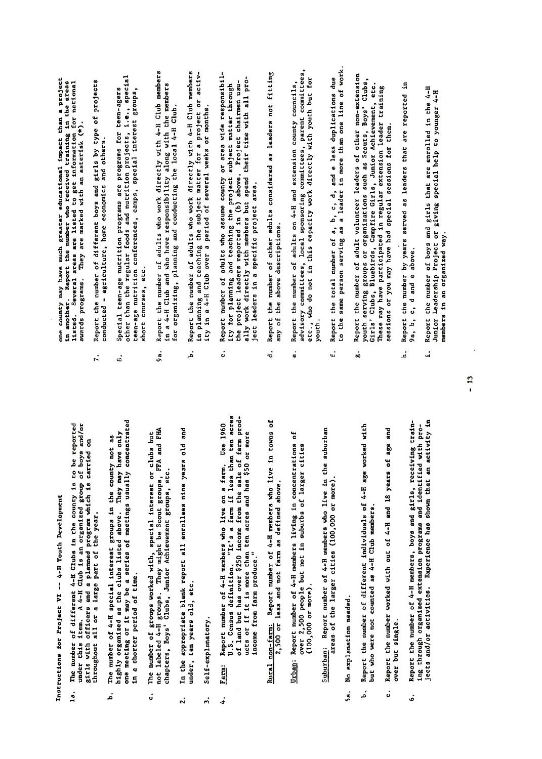**Instructions for Project VI -- 4-H Youth Development**

1a. The number of different 4-H Clubs in the county is to be reported under this item. A 4-H Club is an organized group of boys and/or girls with officers and a planned program which is carried on throughout all or a large part of the year.

b. The number of 4-H special interest groups in the county not as highly organized as the clubs listed above. They may have only one meeting or it may be a series of meetings usually concentrated in a shorter period of time.

c. The number of groups worked with, special interest or clubs but not labeled 4-H groups. They might be Scout groups, FFA and FHA chapters, Boys' Clubs, Junior Achievement groups, etc.

2. In the appropriate blank report all enrollees nine years old and under, ten years old, etc.

3. Self-explanatory.

4. Farm: Report number of 4-H members who live on a farm. Use 1960 U.S. Census definition. "It's a farm if less than ten acres of land but has over $250 income from the sale of farm products or if it is more than ten acres and has $50 or more income from farm produce."

   Rural non-farm: Report number of 4-H members who live in towns of 2,500 or less and not farm as defined above.

   Urban: Report number of 4-H members living in concentrations of over 2,500 people but not in suburbs of larger cities (100,000 or more).

   Suburban: Report number of 4-H members who live in the suburban areas of the larger cities (100,000 or more).

5a. No explanation needed.

b. Report the number of different individuals of 4-H age worked with but who were not counted as 4-H Club members.

c. Report the number worked with out of 4-H and 18 years of age and over but single.

6. Report the number of 4-H members, boys and girls, receiving training through organized extension programs and identified with projects and/or activities. Experience has shown that an activity in one county may have much greater educational impact than a project in another. Report the number who received training in the areas listed. Several areas are listed to get information for national awards programs. They are marked with an asterisk (*).

7. Report the number of different boys and girls by type of projects conducted - agriculture, home economics and others.

8. Special teen-age nutrition programs are programs for teen-agers other than the regular foods and nutrition projects, i.e., special teen-age nutrition conferences, camps, special interest groups, short courses, etc.

9a. Report the number of adults who work directly with 4-H Club members in a 4-H Club and who have responsibility along with the members for organizing, planning and conducting the local 4-H Club.

b. Report the number of adults who work directly with 4-H Club members in planning and teaching the subject matter for a project or activity in a 4-H Club over a period of several weeks or months.

c. Report number of adults who assume county or area wide responsibility for planning and teaching the project subject matter through the project leaders reported in (b) above. Project chairmen usually work directly with members but spend their time with all project leaders in a specific project area.

d. Report the number of other adults considered as leaders not fitting any of the above descriptions.

e. Report the number of adults on 4-H and extension county councils, advisory committees, local sponsoring committees, parent committees, etc., who do not in this capacity work directly with youth but for youth.

f. Report the total number of a, b, c, d, and e less duplications due to the same person serving as a leader in more than one line of work.

g. Report the number of adult volunteer leaders of other non-extension youth serving groups or organizations such as Scouts, Boys' Clubs, Girls' Clubs, Bluebirds, Campfire Girls, Junior Achievement, etc. These may have participated in regular extension leader training sessions or you may have had special sessions for them.

h. Report the number by years served as leaders that are reported in 9a, b, c, d and e above.

i. Report the number of boys and girls that are enrolled in the 4-H Junior Leadership Project or giving special help to younger 4-H members in an organized way.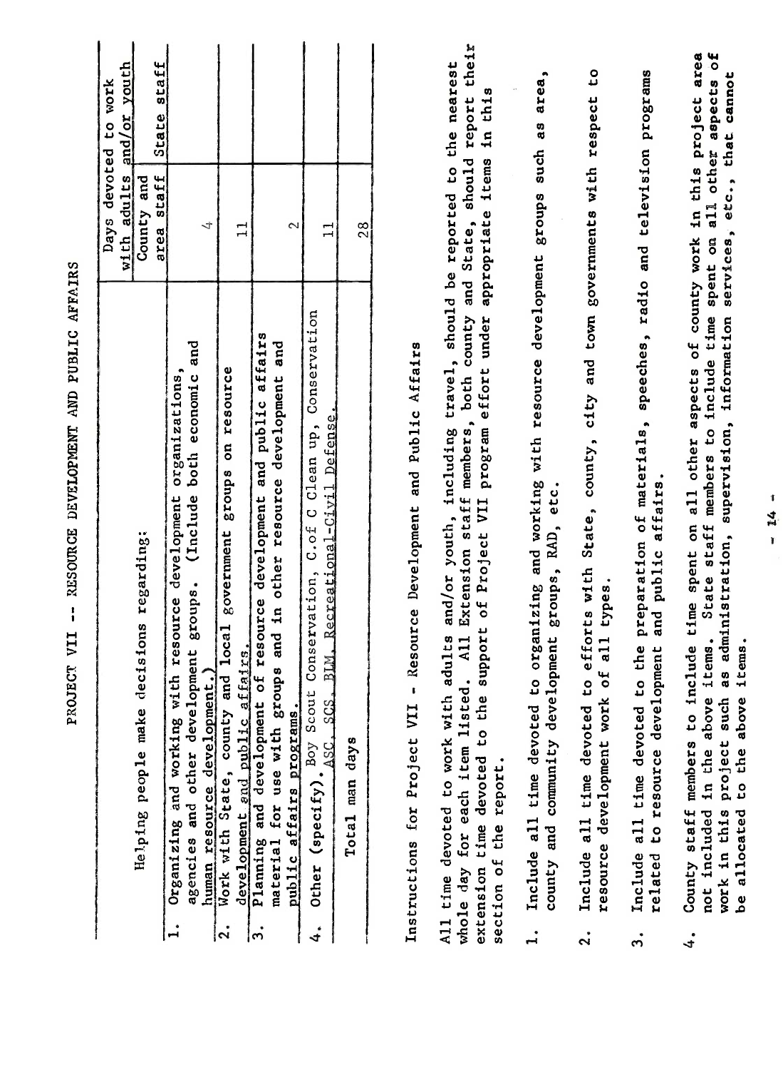PROJECT VII -- RESOURCE DEVELOPMENT AND PUBLIC AFFAIRS

| Helping people make decisions regarding: | Days devoted to work with adults and/or youth | |
|---|---|---|
| | County and area staff | State staff |
| 1. Organizing and working with resource development organizations, agencies and other development groups. (Include both economic and human resource development.) | 4 | |
| 2. Work with State, county and local government groups on resource development and public affairs. | 11 | |
| 3. Planning and development of resource development and public affairs material for use with groups and in other resource development and public affairs programs. | 2 | |
| 4. Other (specify). Boy Scout Conservation, C. of C Clean up, Conservation ASC, SCS, BLM, Recreational-Civil Defense. | 11 | |
| Total man days | 28 | |

Instructions for Project VII - Resource Development and Public Affairs

All time devoted to work with adults and/or youth, including travel, should be reported to the nearest whole day for each item listed. All Extension staff members, both county and State, should report their extension time devoted to the support of Project VII program effort under appropriate items in this section of the report.

1. Include all time devoted to organizing and working with resource development groups such as area, county and community development groups, RAD, etc.

2. Include all time devoted to efforts with State, county, city and town governments with respect to resource development work of all types.

3. Include all time devoted to the preparation of materials, speeches, radio and television programs related to resource development and public affairs.

4. County staff members to include time spent on all other aspects of county work in this project area not included in the above items. State staff members to include time spent on all other aspects of work in this project such as administration, supervision, information services, etc., that cannot be allocated to the above items.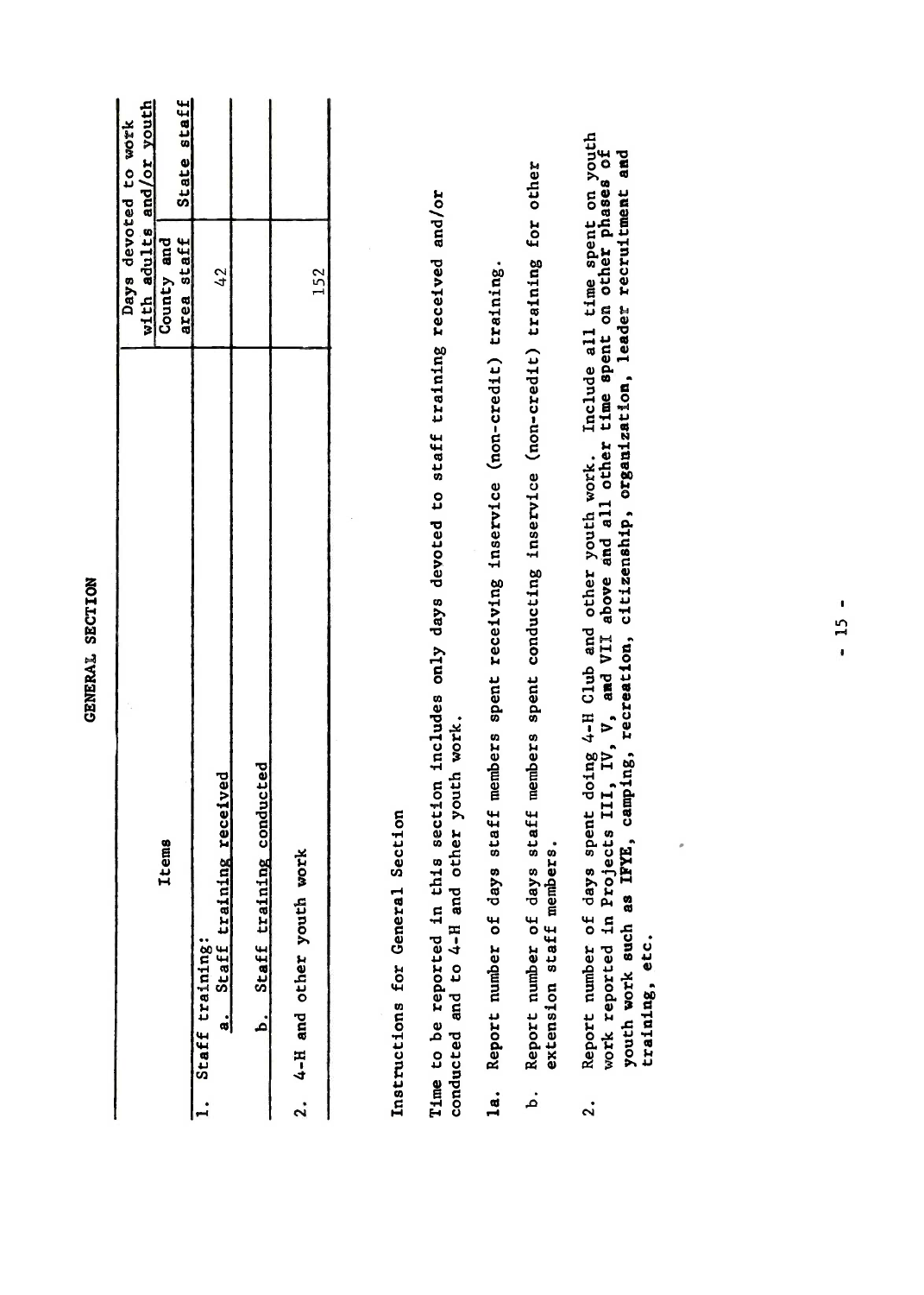# GENERAL SECTION

| Items | Days devoted to work with adults and/or youth | |
|---|---|---|
| | County and area staff | State staff |
| 1. Staff training: | | |
| a. Staff training received | 42 | |
| b. Staff training conducted | | |
| 2. 4-H and other youth work | 152 | |

## Instructions for General Section

Time to be reported in this section includes only days devoted to staff training received and/or conducted and to 4-H and other youth work.

1a. Report number of days staff members spent receiving inservice (non-credit) training.

b. Report number of days staff members spent conducting inservice (non-credit) training for other extension staff members.

2. Report number of days spent doing 4-H Club and other youth work. Include all time spent on youth work reported in Projects III, IV, V, and VII above and all other time spent on other phases of youth work such as IFYE, camping, recreation, citizenship, organization, leader recruitment and training, etc.